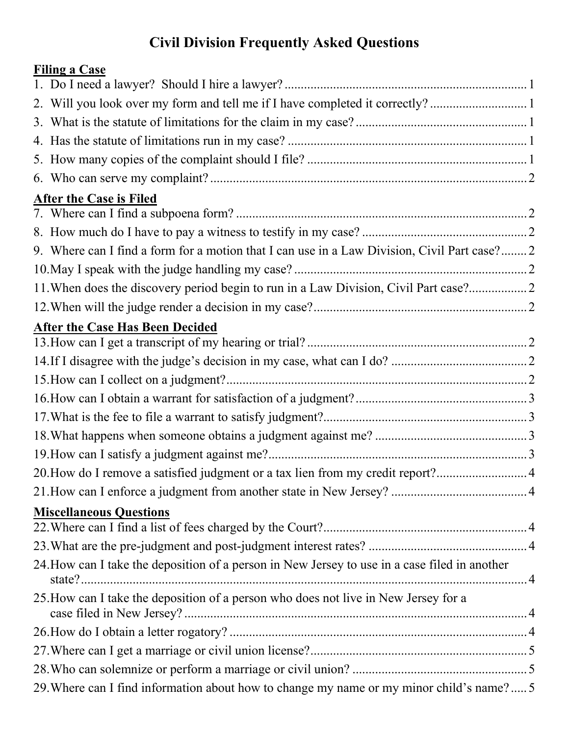# Civil Division Frequently Asked Questions

**Filing a Case**

1. Do I need a lawyer? Should I hire a lawyer? .......... 1
2. Will you look over my form and tell me if I have completed it correctly? .......... 1
3. What is the statute of limitations for the claim in my case? .......... 1
4. Has the statute of limitations run in my case? .......... 1
5. How many copies of the complaint should I file? .......... 1
6. Who can serve my complaint? .......... 2

**After the Case is Filed**

7. Where can I find a subpoena form? .......... 2
8. How much do I have to pay a witness to testify in my case? .......... 2
9. Where can I find a form for a motion that I can use in a Law Division, Civil Part case? .......... 2
10. May I speak with the judge handling my case? .......... 2
11. When does the discovery period begin to run in a Law Division, Civil Part case? .......... 2
12. When will the judge render a decision in my case? .......... 2

**After the Case Has Been Decided**

13. How can I get a transcript of my hearing or trial? .......... 2
14. If I disagree with the judge's decision in my case, what can I do? .......... 2
15. How can I collect on a judgment? .......... 2
16. How can I obtain a warrant for satisfaction of a judgment? .......... 3
17. What is the fee to file a warrant to satisfy judgment? .......... 3
18. What happens when someone obtains a judgment against me? .......... 3
19. How can I satisfy a judgment against me? .......... 3
20. How do I remove a satisfied judgment or a tax lien from my credit report? .......... 4
21. How can I enforce a judgment from another state in New Jersey? .......... 4

**Miscellaneous Questions**

22. Where can I find a list of fees charged by the Court? .......... 4
23. What are the pre-judgment and post-judgment interest rates? .......... 4
24. How can I take the deposition of a person in New Jersey to use in a case filed in another state? .......... 4
25. How can I take the deposition of a person who does not live in New Jersey for a case filed in New Jersey? .......... 4
26. How do I obtain a letter rogatory? .......... 4
27. Where can I get a marriage or civil union license? .......... 5
28. Who can solemnize or perform a marriage or civil union? .......... 5
29. Where can I find information about how to change my name or my minor child's name? .......... 5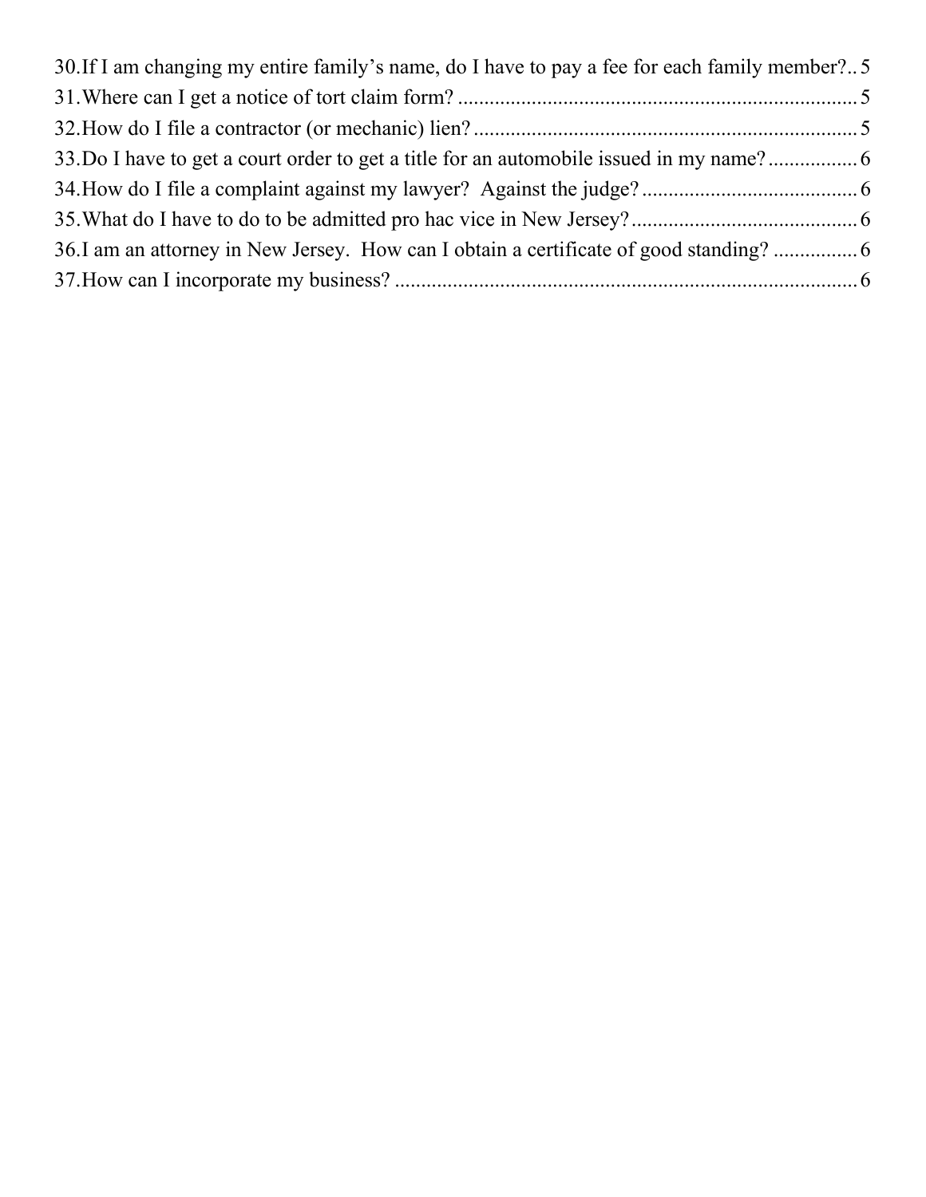30. If I am changing my entire family's name, do I have to pay a fee for each family member? .. 5
31. Where can I get a notice of tort claim form? .... 5
32. How do I file a contractor (or mechanic) lien? .... 5
33. Do I have to get a court order to get a title for an automobile issued in my name? .... 6
34. How do I file a complaint against my lawyer? Against the judge? .... 6
35. What do I have to do to be admitted pro hac vice in New Jersey? .... 6
36. I am an attorney in New Jersey. How can I obtain a certificate of good standing? .... 6
37. How can I incorporate my business? .... 6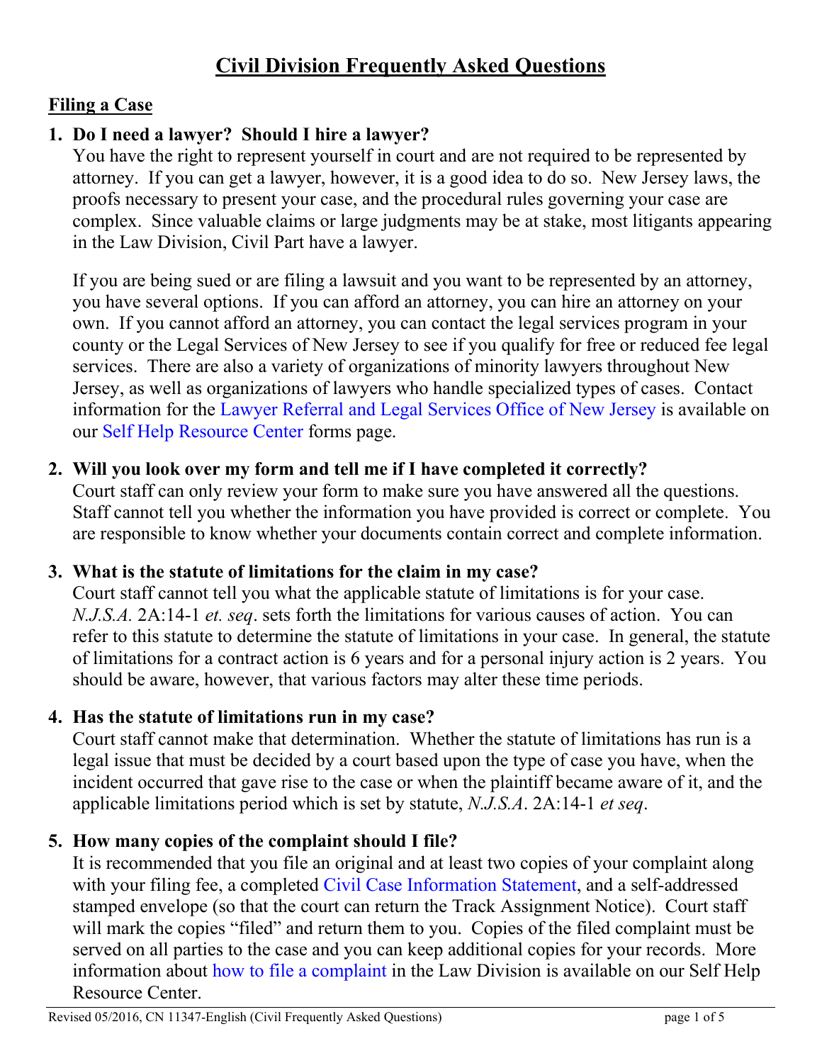# Civil Division Frequently Asked Questions

## Filing a Case

1. **Do I need a lawyer? Should I hire a lawyer?**
   You have the right to represent yourself in court and are not required to be represented by attorney. If you can get a lawyer, however, it is a good idea to do so. New Jersey laws, the proofs necessary to present your case, and the procedural rules governing your case are complex. Since valuable claims or large judgments may be at stake, most litigants appearing in the Law Division, Civil Part have a lawyer.

   If you are being sued or are filing a lawsuit and you want to be represented by an attorney, you have several options. If you can afford an attorney, you can hire an attorney on your own. If you cannot afford an attorney, you can contact the legal services program in your county or the Legal Services of New Jersey to see if you qualify for free or reduced fee legal services. There are also a variety of organizations of minority lawyers throughout New Jersey, as well as organizations of lawyers who handle specialized types of cases. Contact information for the Lawyer Referral and Legal Services Office of New Jersey is available on our Self Help Resource Center forms page.

2. **Will you look over my form and tell me if I have completed it correctly?**
   Court staff can only review your form to make sure you have answered all the questions. Staff cannot tell you whether the information you have provided is correct or complete. You are responsible to know whether your documents contain correct and complete information.

3. **What is the statute of limitations for the claim in my case?**
   Court staff cannot tell you what the applicable statute of limitations is for your case. *N.J.S.A.* 2A:14-1 *et. seq*. sets forth the limitations for various causes of action. You can refer to this statute to determine the statute of limitations in your case. In general, the statute of limitations for a contract action is 6 years and for a personal injury action is 2 years. You should be aware, however, that various factors may alter these time periods.

4. **Has the statute of limitations run in my case?**
   Court staff cannot make that determination. Whether the statute of limitations has run is a legal issue that must be decided by a court based upon the type of case you have, when the incident occurred that gave rise to the case or when the plaintiff became aware of it, and the applicable limitations period which is set by statute, *N.J.S.A*. 2A:14-1 *et seq*.

5. **How many copies of the complaint should I file?**
   It is recommended that you file an original and at least two copies of your complaint along with your filing fee, a completed Civil Case Information Statement, and a self-addressed stamped envelope (so that the court can return the Track Assignment Notice). Court staff will mark the copies "filed" and return them to you. Copies of the filed complaint must be served on all parties to the case and you can keep additional copies for your records. More information about how to file a complaint in the Law Division is available on our Self Help Resource Center.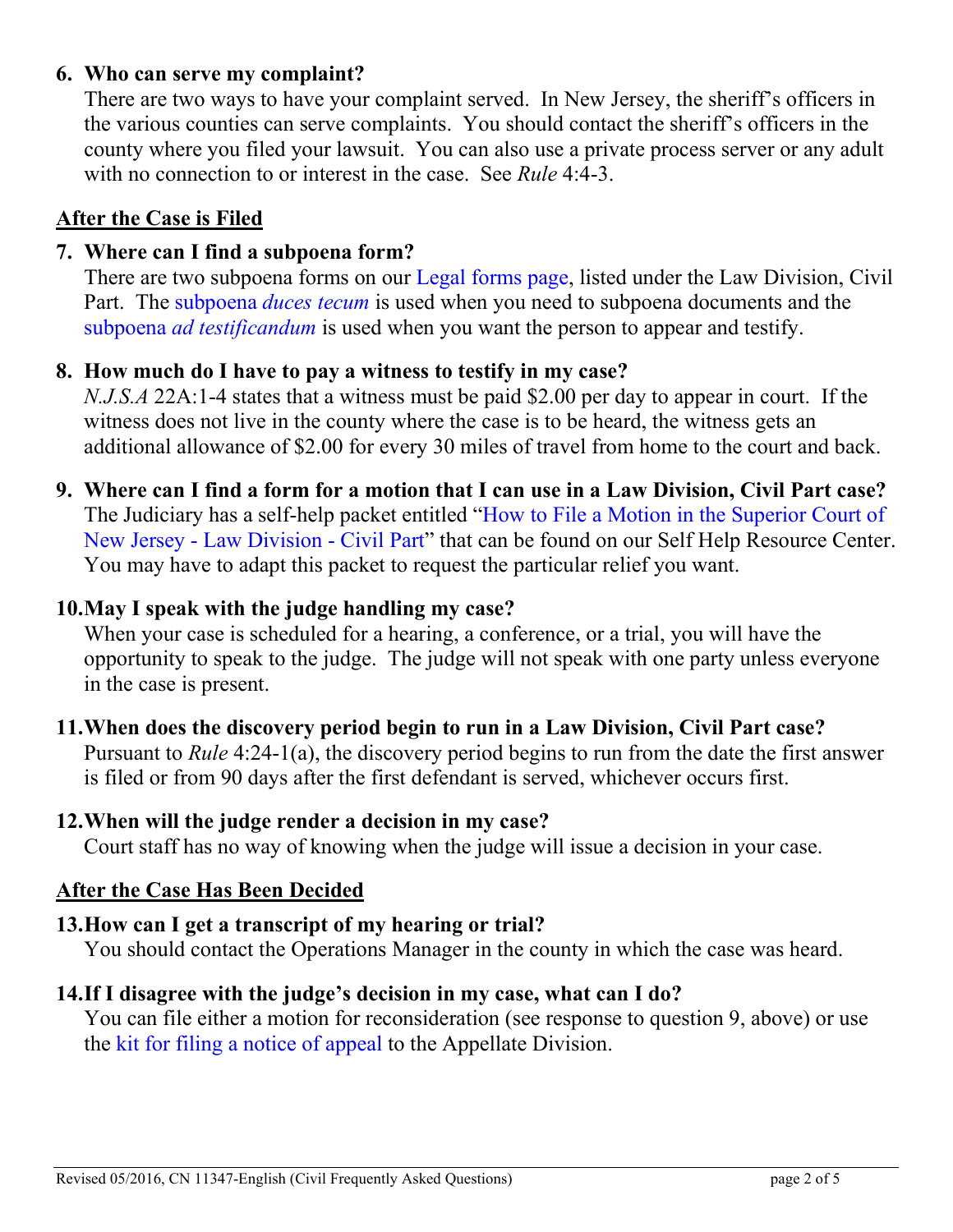6. **Who can serve my complaint?**
   There are two ways to have your complaint served. In New Jersey, the sheriff's officers in the various counties can serve complaints. You should contact the sheriff's officers in the county where you filed your lawsuit. You can also use a private process server or any adult with no connection to or interest in the case. See *Rule* 4:4-3.

## After the Case is Filed

7. **Where can I find a subpoena form?**
   There are two subpoena forms on our Legal forms page, listed under the Law Division, Civil Part. The subpoena *duces tecum* is used when you need to subpoena documents and the subpoena *ad testificandum* is used when you want the person to appear and testify.

8. **How much do I have to pay a witness to testify in my case?**
   *N.J.S.A* 22A:1-4 states that a witness must be paid $2.00 per day to appear in court. If the witness does not live in the county where the case is to be heard, the witness gets an additional allowance of $2.00 for every 30 miles of travel from home to the court and back.

9. **Where can I find a form for a motion that I can use in a Law Division, Civil Part case?**
   The Judiciary has a self-help packet entitled "How to File a Motion in the Superior Court of New Jersey - Law Division - Civil Part" that can be found on our Self Help Resource Center. You may have to adapt this packet to request the particular relief you want.

10. **May I speak with the judge handling my case?**
    When your case is scheduled for a hearing, a conference, or a trial, you will have the opportunity to speak to the judge. The judge will not speak with one party unless everyone in the case is present.

11. **When does the discovery period begin to run in a Law Division, Civil Part case?**
    Pursuant to *Rule* 4:24-1(a), the discovery period begins to run from the date the first answer is filed or from 90 days after the first defendant is served, whichever occurs first.

12. **When will the judge render a decision in my case?**
    Court staff has no way of knowing when the judge will issue a decision in your case.

## After the Case Has Been Decided

13. **How can I get a transcript of my hearing or trial?**
    You should contact the Operations Manager in the county in which the case was heard.

14. **If I disagree with the judge's decision in my case, what can I do?**
    You can file either a motion for reconsideration (see response to question 9, above) or use the kit for filing a notice of appeal to the Appellate Division.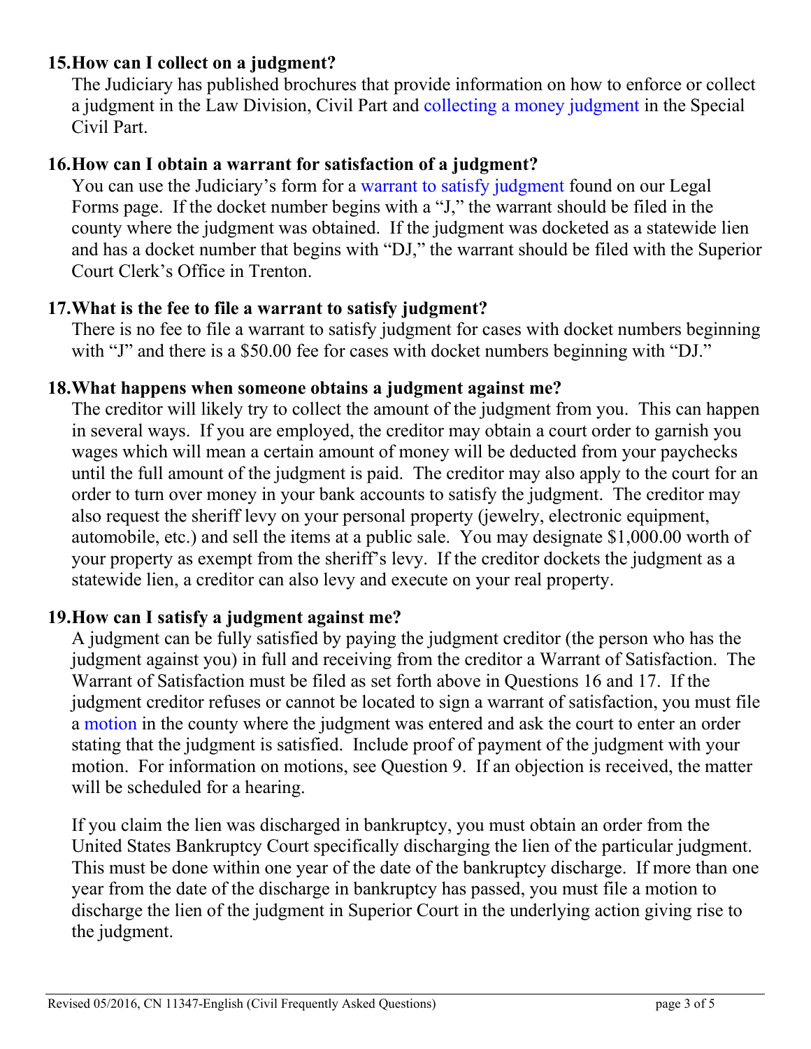## 15. How can I collect on a judgment?

The Judiciary has published brochures that provide information on how to enforce or collect a judgment in the Law Division, Civil Part and collecting a money judgment in the Special Civil Part.

## 16. How can I obtain a warrant for satisfaction of a judgment?

You can use the Judiciary's form for a warrant to satisfy judgment found on our Legal Forms page. If the docket number begins with a "J," the warrant should be filed in the county where the judgment was obtained. If the judgment was docketed as a statewide lien and has a docket number that begins with "DJ," the warrant should be filed with the Superior Court Clerk's Office in Trenton.

## 17. What is the fee to file a warrant to satisfy judgment?

There is no fee to file a warrant to satisfy judgment for cases with docket numbers beginning with "J" and there is a $50.00 fee for cases with docket numbers beginning with "DJ."

## 18. What happens when someone obtains a judgment against me?

The creditor will likely try to collect the amount of the judgment from you. This can happen in several ways. If you are employed, the creditor may obtain a court order to garnish you wages which will mean a certain amount of money will be deducted from your paychecks until the full amount of the judgment is paid. The creditor may also apply to the court for an order to turn over money in your bank accounts to satisfy the judgment. The creditor may also request the sheriff levy on your personal property (jewelry, electronic equipment, automobile, etc.) and sell the items at a public sale. You may designate $1,000.00 worth of your property as exempt from the sheriff's levy. If the creditor dockets the judgment as a statewide lien, a creditor can also levy and execute on your real property.

## 19. How can I satisfy a judgment against me?

A judgment can be fully satisfied by paying the judgment creditor (the person who has the judgment against you) in full and receiving from the creditor a Warrant of Satisfaction. The Warrant of Satisfaction must be filed as set forth above in Questions 16 and 17. If the judgment creditor refuses or cannot be located to sign a warrant of satisfaction, you must file a motion in the county where the judgment was entered and ask the court to enter an order stating that the judgment is satisfied. Include proof of payment of the judgment with your motion. For information on motions, see Question 9. If an objection is received, the matter will be scheduled for a hearing.

If you claim the lien was discharged in bankruptcy, you must obtain an order from the United States Bankruptcy Court specifically discharging the lien of the particular judgment. This must be done within one year of the date of the bankruptcy discharge. If more than one year from the date of the discharge in bankruptcy has passed, you must file a motion to discharge the lien of the judgment in Superior Court in the underlying action giving rise to the judgment.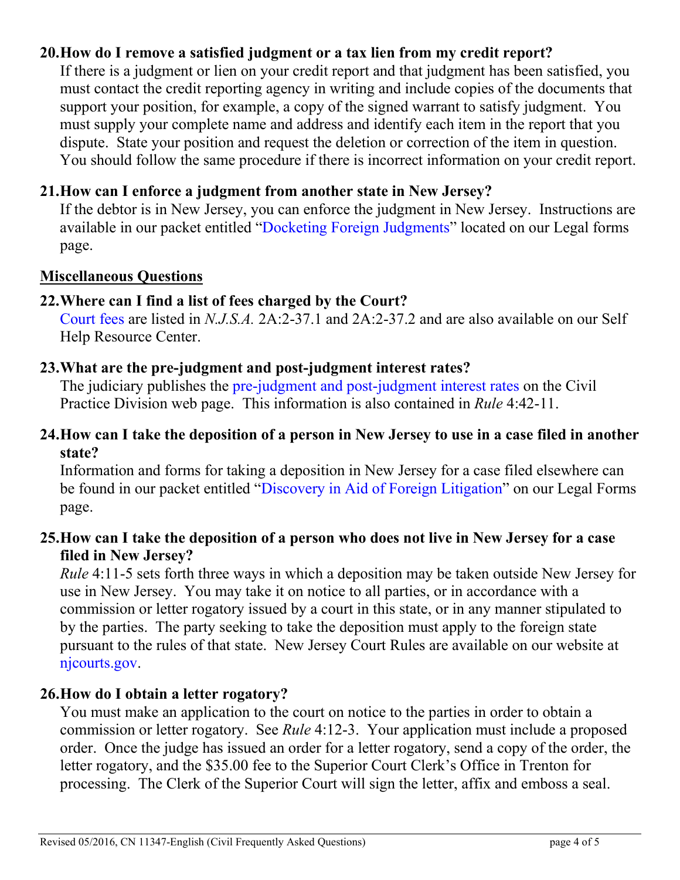**20. How do I remove a satisfied judgment or a tax lien from my credit report?**

If there is a judgment or lien on your credit report and that judgment has been satisfied, you must contact the credit reporting agency in writing and include copies of the documents that support your position, for example, a copy of the signed warrant to satisfy judgment. You must supply your complete name and address and identify each item in the report that you dispute. State your position and request the deletion or correction of the item in question. You should follow the same procedure if there is incorrect information on your credit report.

**21. How can I enforce a judgment from another state in New Jersey?**

If the debtor is in New Jersey, you can enforce the judgment in New Jersey. Instructions are available in our packet entitled "Docketing Foreign Judgments" located on our Legal forms page.

## Miscellaneous Questions

**22. Where can I find a list of fees charged by the Court?**

Court fees are listed in *N.J.S.A.* 2A:2-37.1 and 2A:2-37.2 and are also available on our Self Help Resource Center.

**23. What are the pre-judgment and post-judgment interest rates?**

The judiciary publishes the pre-judgment and post-judgment interest rates on the Civil Practice Division web page. This information is also contained in *Rule* 4:42-11.

**24. How can I take the deposition of a person in New Jersey to use in a case filed in another state?**

Information and forms for taking a deposition in New Jersey for a case filed elsewhere can be found in our packet entitled "Discovery in Aid of Foreign Litigation" on our Legal Forms page.

**25. How can I take the deposition of a person who does not live in New Jersey for a case filed in New Jersey?**

*Rule* 4:11-5 sets forth three ways in which a deposition may be taken outside New Jersey for use in New Jersey. You may take it on notice to all parties, or in accordance with a commission or letter rogatory issued by a court in this state, or in any manner stipulated to by the parties. The party seeking to take the deposition must apply to the foreign state pursuant to the rules of that state. New Jersey Court Rules are available on our website at njcourts.gov.

**26. How do I obtain a letter rogatory?**

You must make an application to the court on notice to the parties in order to obtain a commission or letter rogatory. See *Rule* 4:12-3. Your application must include a proposed order. Once the judge has issued an order for a letter rogatory, send a copy of the order, the letter rogatory, and the $35.00 fee to the Superior Court Clerk's Office in Trenton for processing. The Clerk of the Superior Court will sign the letter, affix and emboss a seal.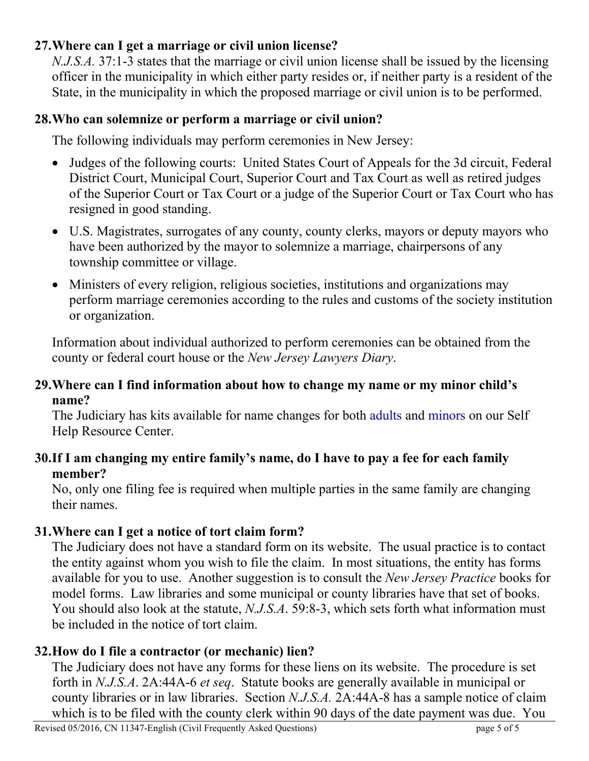**27. Where can I get a marriage or civil union license?**

*N.J.S.A.* 37:1-3 states that the marriage or civil union license shall be issued by the licensing officer in the municipality in which either party resides or, if neither party is a resident of the State, in the municipality in which the proposed marriage or civil union is to be performed.

**28. Who can solemnize or perform a marriage or civil union?**

The following individuals may perform ceremonies in New Jersey:

- Judges of the following courts: United States Court of Appeals for the 3d circuit, Federal District Court, Municipal Court, Superior Court and Tax Court as well as retired judges of the Superior Court or Tax Court or a judge of the Superior Court or Tax Court who has resigned in good standing.
- U.S. Magistrates, surrogates of any county, county clerks, mayors or deputy mayors who have been authorized by the mayor to solemnize a marriage, chairpersons of any township committee or village.
- Ministers of every religion, religious societies, institutions and organizations may perform marriage ceremonies according to the rules and customs of the society institution or organization.

Information about individual authorized to perform ceremonies can be obtained from the county or federal court house or the *New Jersey Lawyers Diary*.

**29. Where can I find information about how to change my name or my minor child's name?**

The Judiciary has kits available for name changes for both adults and minors on our Self Help Resource Center.

**30. If I am changing my entire family's name, do I have to pay a fee for each family member?**

No, only one filing fee is required when multiple parties in the same family are changing their names.

**31. Where can I get a notice of tort claim form?**

The Judiciary does not have a standard form on its website. The usual practice is to contact the entity against whom you wish to file the claim. In most situations, the entity has forms available for you to use. Another suggestion is to consult the *New Jersey Practice* books for model forms. Law libraries and some municipal or county libraries have that set of books. You should also look at the statute, *N.J.S.A*. 59:8-3, which sets forth what information must be included in the notice of tort claim.

**32. How do I file a contractor (or mechanic) lien?**

The Judiciary does not have any forms for these liens on its website. The procedure is set forth in *N.J.S.A*. 2A:44A-6 *et seq*. Statute books are generally available in municipal or county libraries or in law libraries. Section *N.J.S.A.* 2A:44A-8 has a sample notice of claim which is to be filed with the county clerk within 90 days of the date payment was due. You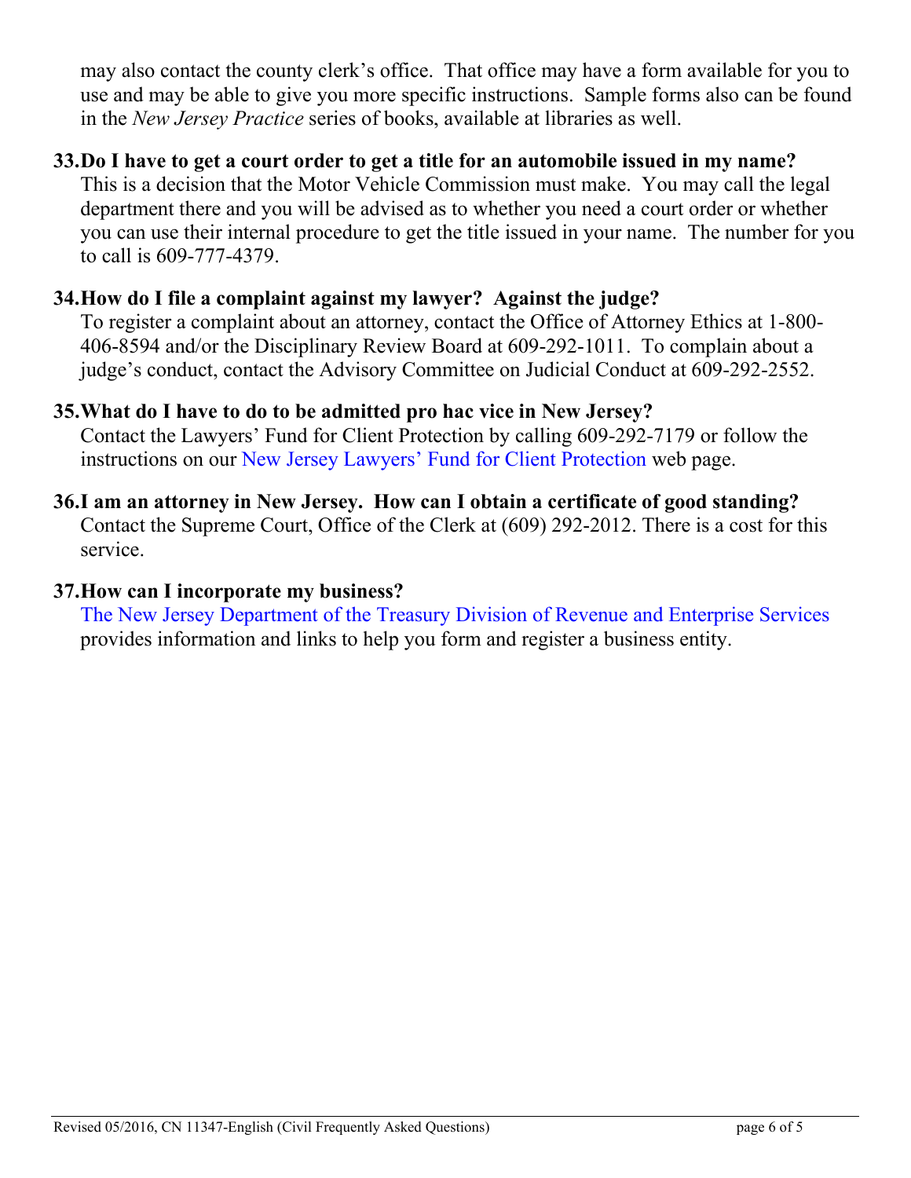may also contact the county clerk's office. That office may have a form available for you to use and may be able to give you more specific instructions. Sample forms also can be found in the *New Jersey Practice* series of books, available at libraries as well.

**33. Do I have to get a court order to get a title for an automobile issued in my name?**

This is a decision that the Motor Vehicle Commission must make. You may call the legal department there and you will be advised as to whether you need a court order or whether you can use their internal procedure to get the title issued in your name. The number for you to call is 609-777-4379.

**34. How do I file a complaint against my lawyer? Against the judge?**

To register a complaint about an attorney, contact the Office of Attorney Ethics at 1-800-406-8594 and/or the Disciplinary Review Board at 609-292-1011. To complain about a judge's conduct, contact the Advisory Committee on Judicial Conduct at 609-292-2552.

**35. What do I have to do to be admitted pro hac vice in New Jersey?**

Contact the Lawyers' Fund for Client Protection by calling 609-292-7179 or follow the instructions on our New Jersey Lawyers' Fund for Client Protection web page.

**36. I am an attorney in New Jersey. How can I obtain a certificate of good standing?**

Contact the Supreme Court, Office of the Clerk at (609) 292-2012. There is a cost for this service.

**37. How can I incorporate my business?**

The New Jersey Department of the Treasury Division of Revenue and Enterprise Services provides information and links to help you form and register a business entity.